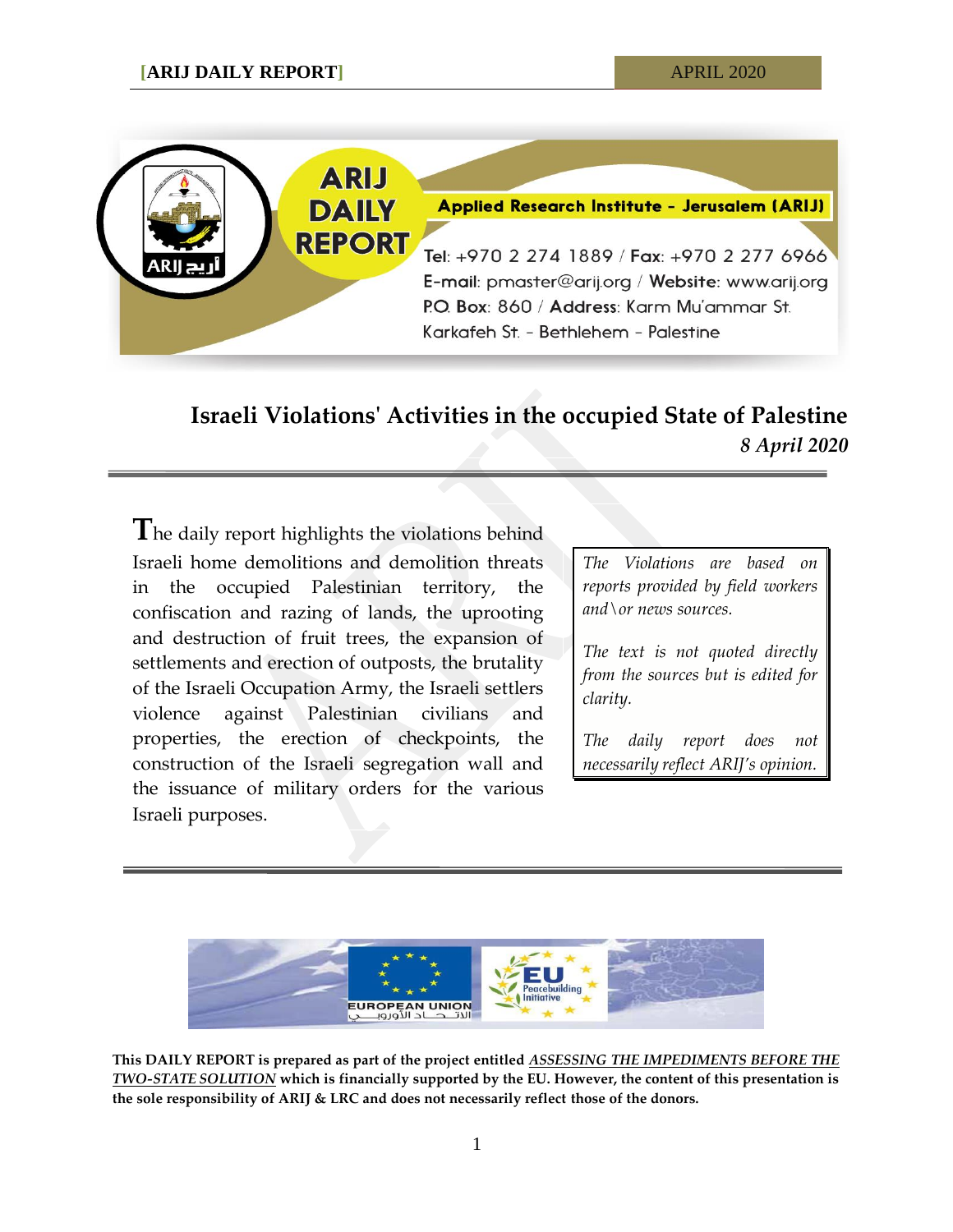Applied Research Institute - Jerusalem (ARIJ)

Tel: +970 2 274 1889 / Fax: +970 2 277 6966
E-mail: pmaster@arij.org / Website: www.arij.org
P.O. Box: 860 / Address: Karm Mu'ammar St.
Karkafeh St. - Bethlehem - Palestine

# Israeli Violations' Activities in the occupied State of Palestine

*8 April 2020*

The daily report highlights the violations behind Israeli home demolitions and demolition threats in the occupied Palestinian territory, the confiscation and razing of lands, the uprooting and destruction of fruit trees, the expansion of settlements and erection of outposts, the brutality of the Israeli Occupation Army, the Israeli settlers violence against Palestinian civilians and properties, the erection of checkpoints, the construction of the Israeli segregation wall and the issuance of military orders for the various Israeli purposes.

*The Violations are based on reports provided by field workers and\or news sources.*

*The text is not quoted directly from the sources but is edited for clarity.*

*The daily report does not necessarily reflect ARIJ's opinion.*

**This DAILY REPORT is prepared as part of the project entitled *ASSESSING THE IMPEDIMENTS BEFORE THE TWO-STATE SOLUTION* which is financially supported by the EU. However, the content of this presentation is the sole responsibility of ARIJ & LRC and does not necessarily reflect those of the donors.**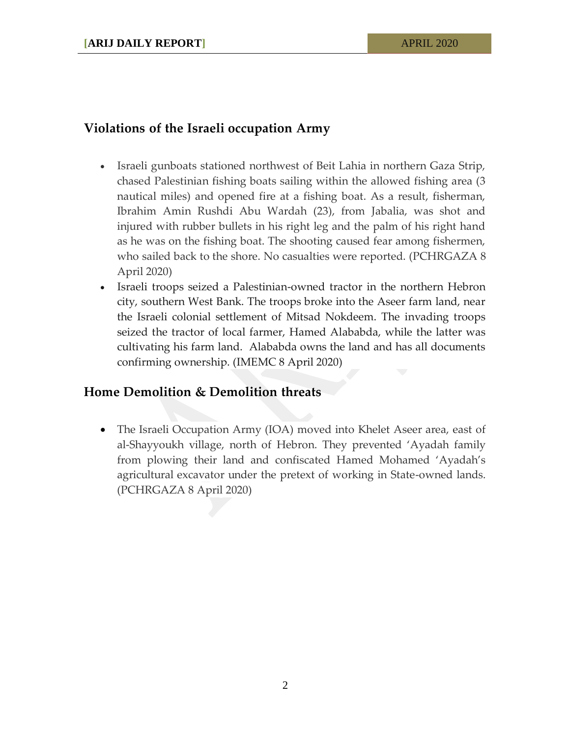## Violations of the Israeli occupation Army

- Israeli gunboats stationed northwest of Beit Lahia in northern Gaza Strip, chased Palestinian fishing boats sailing within the allowed fishing area (3 nautical miles) and opened fire at a fishing boat. As a result, fisherman, Ibrahim Amin Rushdi Abu Wardah (23), from Jabalia, was shot and injured with rubber bullets in his right leg and the palm of his right hand as he was on the fishing boat. The shooting caused fear among fishermen, who sailed back to the shore. No casualties were reported. (PCHRGAZA 8 April 2020)
- Israeli troops seized a Palestinian-owned tractor in the northern Hebron city, southern West Bank. The troops broke into the Aseer farm land, near the Israeli colonial settlement of Mitsad Nokdeem. The invading troops seized the tractor of local farmer, Hamed Alababda, while the latter was cultivating his farm land. Alababda owns the land and has all documents confirming ownership. (IMEMC 8 April 2020)

## Home Demolition & Demolition threats

- The Israeli Occupation Army (IOA) moved into Khelet Aseer area, east of al-Shayyoukh village, north of Hebron. They prevented 'Ayadah family from plowing their land and confiscated Hamed Mohamed 'Ayadah's agricultural excavator under the pretext of working in State-owned lands. (PCHRGAZA 8 April 2020)